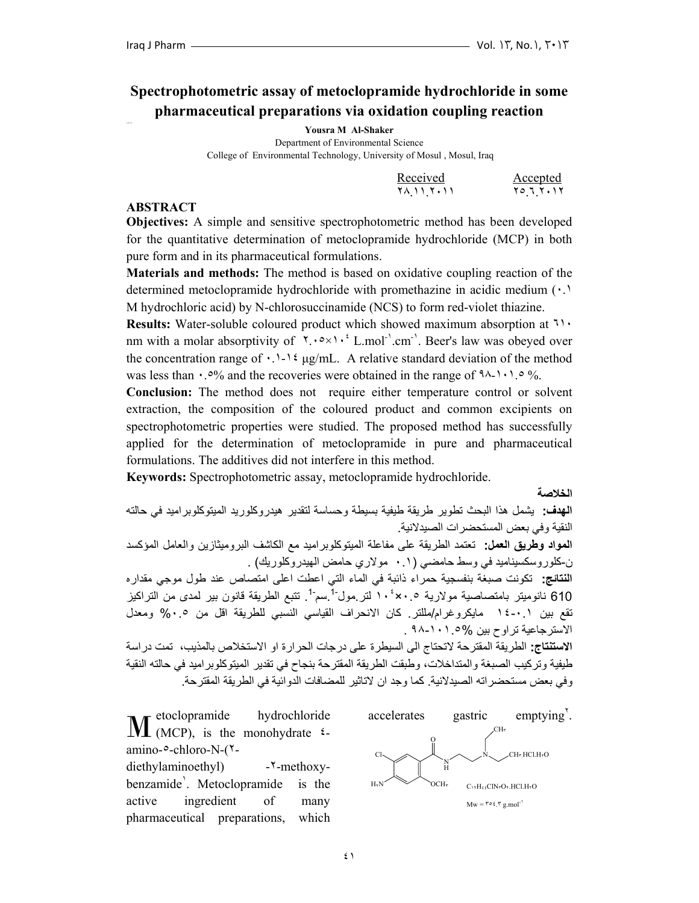# Spectrophotometric assay of metoclopramide hydrochloride in some pharmaceutical preparations via oxidation coupling reaction

**Yousra M Al-Shaker**

Department of Environmental Science

College of Environmental Technology, University of Mosul , Mosul, Iraq

| Received | Accepted |
|---|---|
| ٢٨.١١.٢٠١١ | ٢٥.٦.٢٠١٢ |

## ABSTRACT

**Objectives:** A simple and sensitive spectrophotometric method has been developed for the quantitative determination of metoclopramide hydrochloride (MCP) in both pure form and in its pharmaceutical formulations.

**Materials and methods:** The method is based on oxidative coupling reaction of the determined metoclopramide hydrochloride with promethazine in acidic medium (٠.١ M hydrochloric acid) by N-chlorosuccinamide (NCS) to form red-violet thiazine.

**Results:** Water-soluble coloured product which showed maximum absorption at ٦١٠ nm with a molar absorptivity of ٢.٠٥×١٠⁴ $L.mol^{-1}.cm^{-1}$. Beer's law was obeyed over the concentration range of ٠.١-١٤ μg/mL. A relative standard deviation of the method was less than ٠.٥% and the recoveries were obtained in the range of ٩٨-١٠١.٥ %.

**Conclusion:** The method does not require either temperature control or solvent extraction, the composition of the coloured product and common excipients on spectrophotometric properties were studied. The proposed method has successfully applied for the determination of metoclopramide in pure and pharmaceutical formulations. The additives did not interfere in this method.

**Keywords:** Spectrophotometric assay, metoclopramide hydrochloride.

**الخلاصة**

**الهدف:** يشمل هذا البحث تطوير طريقة طيفية بسيطة وحساسة لتقدير هيدروكلوريد الميتوكلوبراميد في حالته النقية وفي بعض المستحضرات الصيدلانية.

**المواد وطريق العمل:** تعتمد الطريقة على مفاعلة الميتوكلوبراميد مع الكاشف البروميثازين والعامل المؤكسد ن-كلوروسكسيناميد في وسط حامضي (٠.١ مولاري حامض الهيدروكلوريك) .

**النتائج:** تكونت صبغة بنفسجية حمراء ذائبة في الماء التي اعطت اعلى امتصاص عند طول موجي مقداره 610 نانوميتر بامتصاصية مولارية ٢.٠٥×١٠⁴ لتر.مول-1.سم-1. تتبع الطريقة قانون بير لمدى من التراكيز تقع بين ٠.١-١٤ مايكروغرام/مللتر. كان الانحراف القياسي النسبي للطريقة اقل من ٠.٥% ومعدل الاسترجاعية تراوح بين ٩٨-١٠١.٥% .

**الاستنتاج:** الطريقة المقترحة لاتحتاج الى السيطرة على درجات الحرارة او الاستخلاص بالمذيب، تمت دراسة طيفية وتركيب الصبغة والمتداخلات، وطبقت الطريقة المقترحة بنجاح في تقدير الميتوكلوبراميد في حالته النقية وفي بعض مستحضراته الصيدلانية. كما وجد ان لاتاثير للمضافات الدوائية في الطريقة المقترحة.

Metoclopramide hydrochloride (MCP), is the monohydrate ٤-amino-٥-chloro-N-(٢-diethylaminoethyl) -٢-methoxy-benzamide[١]. Metoclopramide is the active ingredient of many pharmaceutical preparations, which accelerates gastric emptying[٢].

$C_{14}H_{22}ClN_3O_2.HCl.H_2O$

Mw = ٣٥٤.٣ $g.mol^{-1}$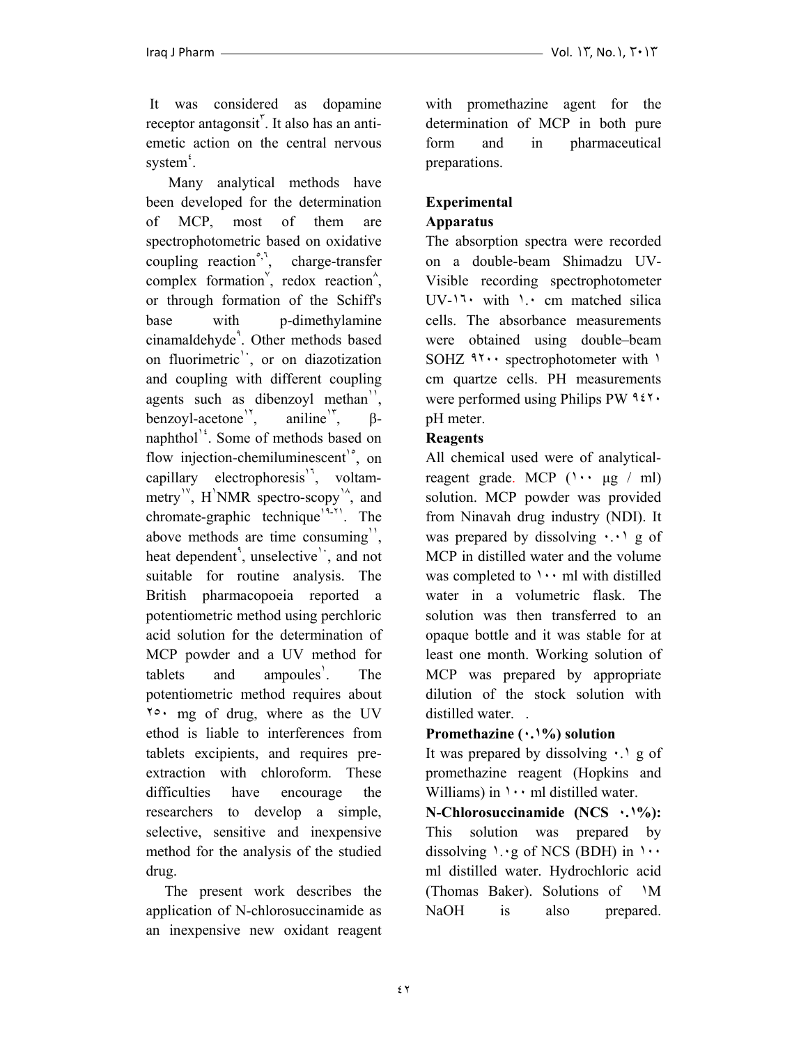It was considered as dopamine receptor antagonsit[٣]. It also has an anti-emetic action on the central nervous system[٤].

Many analytical methods have been developed for the determination of MCP, most of them are spectrophotometric based on oxidative coupling reaction[٥,٦], charge-transfer complex formation[٧], redox reaction[٨], or through formation of the Schiff's base with p-dimethylamine cinamaldehyde[٩]. Other methods based on fluorimetric[١٠], or on diazotization and coupling with different coupling agents such as dibenzoyl methan[١١], benzoyl-acetone[١٢], aniline[١٣], β-naphthol[١٤]. Some of methods based on flow injection-chemiluminescent[١٥], on capillary electrophoresis[١٦], voltam-metry[١٧], H[١]NMR spectro-scopy[١٨], and chromate-graphic technique[١٩-٢١]. The above methods are time consuming[١١], heat dependent[٩], unselective[١٠], and not suitable for routine analysis. The British pharmacopoeia reported a potentiometric method using perchloric acid solution for the determination of MCP powder and a UV method for tablets and ampoules[١]. The potentiometric method requires about ٢٥٠ mg of drug, where as the UV ethod is liable to interferences from tablets excipients, and requires pre-extraction with chloroform. These difficulties have encourage the researchers to develop a simple, selective, sensitive and inexpensive method for the analysis of the studied drug.

The present work describes the application of N-chlorosuccinamide as an inexpensive new oxidant reagent with promethazine agent for the determination of MCP in both pure form and in pharmaceutical preparations.

## Experimental

### Apparatus

The absorption spectra were recorded on a double-beam Shimadzu UV-Visible recording spectrophotometer UV-١٦٠ with ١.٠ cm matched silica cells. The absorbance measurements were obtained using double–beam SOHZ ٩٢٠٠ spectrophotometer with ١ cm quartze cells. PH measurements were performed using Philips PW ٩٤٢٠ pH meter.

### Reagents

All chemical used were of analytical-reagent grade. MCP (١٠٠ μg / ml) solution. MCP powder was provided from Ninavah drug industry (NDI). It was prepared by dissolving ٠.٠١ g of MCP in distilled water and the volume was completed to ١٠٠ ml with distilled water in a volumetric flask. The solution was then transferred to an opaque bottle and it was stable for at least one month. Working solution of MCP was prepared by appropriate dilution of the stock solution with distilled water. .

**Promethazine (٠.١%) solution**

It was prepared by dissolving ٠.١ g of promethazine reagent (Hopkins and Williams) in ١٠٠ ml distilled water.

**N-Chlorosuccinamide (NCS ٠.١%):** This solution was prepared by dissolving ١.٠g of NCS (BDH) in ١٠٠ ml distilled water. Hydrochloric acid (Thomas Baker). Solutions of ١M NaOH is also prepared.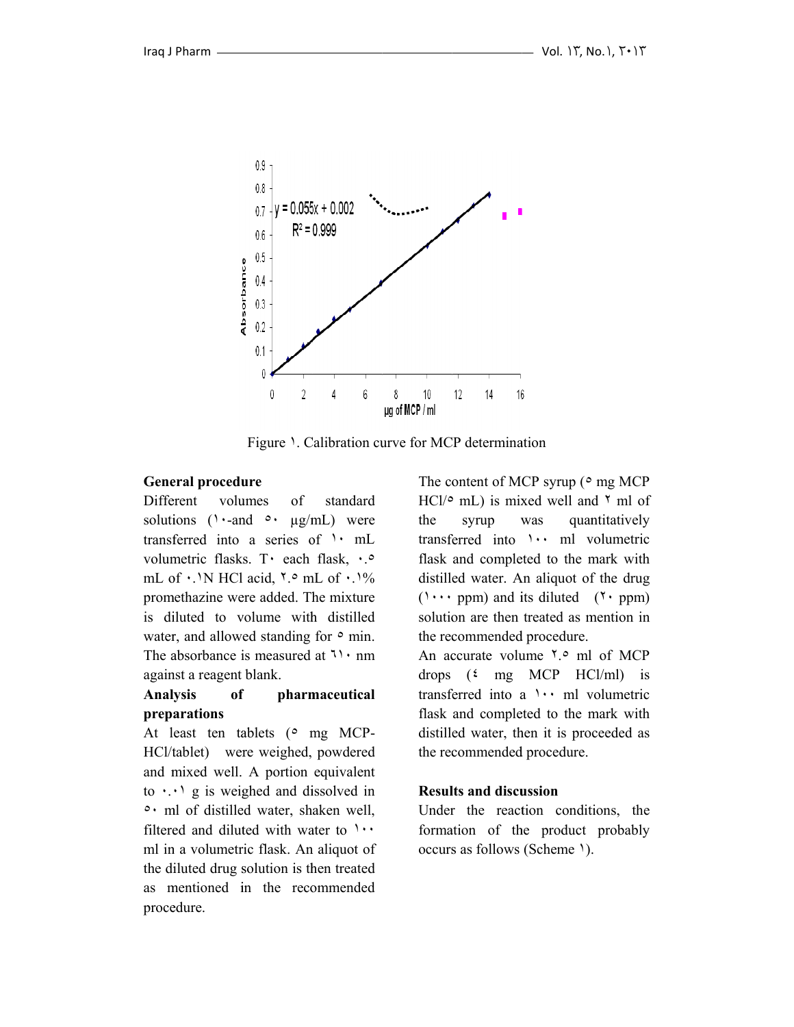Figure ١. Calibration curve for MCP determination

## General procedure

Different volumes of standard solutions (١٠-and ٥٠ µg/mL) were transferred into a series of ١٠ mL volumetric flasks. T٠ each flask, ٠.٥ mL of ٠.١N HCl acid, ٢.٥ mL of ٠.١% promethazine were added. The mixture is diluted to volume with distilled water, and allowed standing for ٥ min. The absorbance is measured at ٦١٠ nm against a reagent blank.

## Analysis of pharmaceutical preparations

At least ten tablets (٥ mg MCP-HCl/tablet) were weighed, powdered and mixed well. A portion equivalent to ٠.٠١ g is weighed and dissolved in ٥٠ ml of distilled water, shaken well, filtered and diluted with water to ١٠٠ ml in a volumetric flask. An aliquot of the diluted drug solution is then treated as mentioned in the recommended procedure.

The content of MCP syrup (٥ mg MCP HCl/٥ mL) is mixed well and ٢ ml of the syrup was quantitatively transferred into ١٠٠ ml volumetric flask and completed to the mark with distilled water. An aliquot of the drug (١٠٠٠ ppm) and its diluted (٢٠ ppm) solution are then treated as mention in the recommended procedure.

An accurate volume ٢.٥ ml of MCP drops (٤ mg MCP HCl/ml) is transferred into a ١٠٠ ml volumetric flask and completed to the mark with distilled water, then it is proceeded as the recommended procedure.

## Results and discussion

Under the reaction conditions, the formation of the product probably occurs as follows (Scheme ١).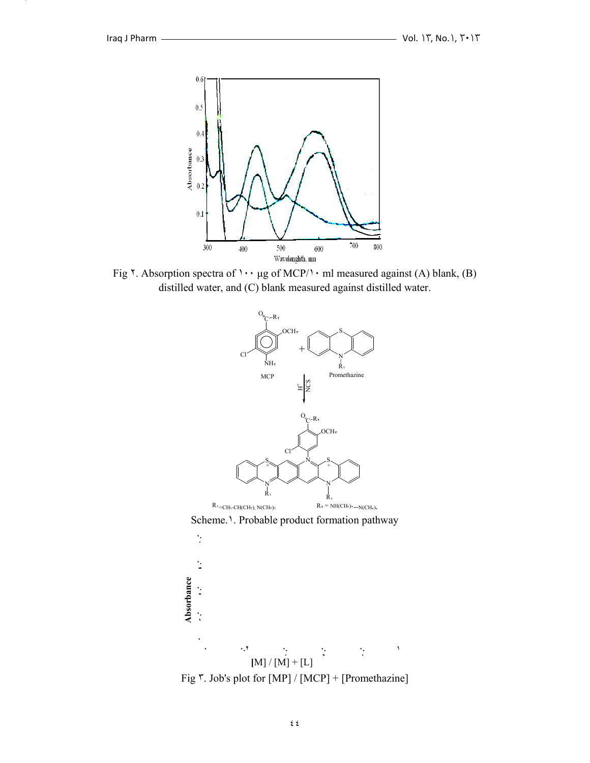Fig ٢. Absorption spectra of ١٠٠ µg of MCP/١٠ ml measured against (A) blank, (B) distilled water, and (C) blank measured against distilled water.

Scheme.١. Probable product formation pathway

Fig ٣. Job's plot for [MP] / [MCP] + [Promethazine]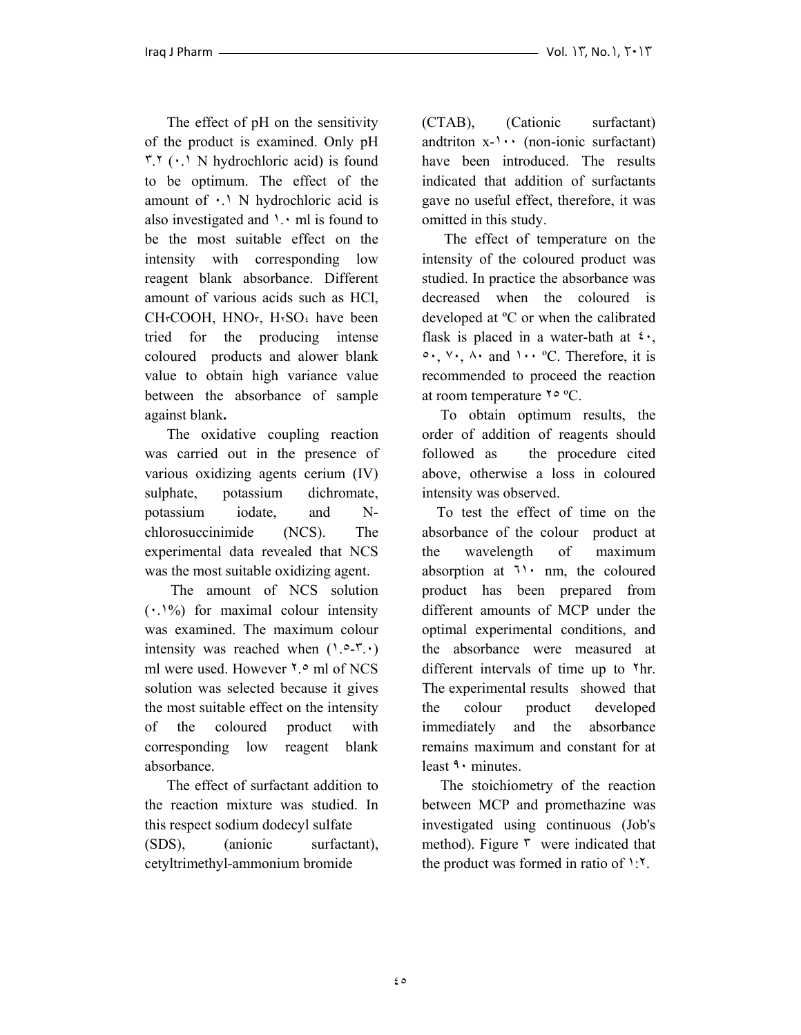The effect of pH on the sensitivity of the product is examined. Only pH ٣.٢ (٠.١ N hydrochloric acid) is found to be optimum. The effect of the amount of ٠.١ N hydrochloric acid is also investigated and ١.٠ ml is found to be the most suitable effect on the intensity with corresponding low reagent blank absorbance. Different amount of various acids such as HCl, $CH_3COOH$, $HNO_3$, $H_2SO_4$ have been tried for the producing intense coloured products and alower blank value to obtain high variance value between the absorbance of sample against blank**.**

The oxidative coupling reaction was carried out in the presence of various oxidizing agents cerium (IV) sulphate, potassium dichromate, potassium iodate, and N-chlorosuccinimide (NCS). The experimental data revealed that NCS was the most suitable oxidizing agent.

The amount of NCS solution (٠.١%) for maximal colour intensity was examined. The maximum colour intensity was reached when (١.٥-٣.٠) ml were used. However ٢.٥ ml of NCS solution was selected because it gives the most suitable effect on the intensity of the coloured product with corresponding low reagent blank absorbance.

The effect of surfactant addition to the reaction mixture was studied. In this respect sodium dodecyl sulfate (SDS), (anionic surfactant), cetyltrimethyl-ammonium bromide (CTAB), (Cationic surfactant) andtriton x-١٠٠ (non-ionic surfactant) have been introduced. The results indicated that addition of surfactants gave no useful effect, therefore, it was omitted in this study.

The effect of temperature on the intensity of the coloured product was studied. In practice the absorbance was decreased when the coloured is developed at ºC or when the calibrated flask is placed in a water-bath at ٤٠, ٥٠, ٧٠, ٨٠ and ١٠٠ ºC. Therefore, it is recommended to proceed the reaction at room temperature ٢٥ ºC.

To obtain optimum results, the order of addition of reagents should followed as the procedure cited above, otherwise a loss in coloured intensity was observed.

To test the effect of time on the absorbance of the colour product at the wavelength of maximum absorption at ٦١٠ nm, the coloured product has been prepared from different amounts of MCP under the optimal experimental conditions, and the absorbance were measured at different intervals of time up to ٢hr. The experimental results showed that the colour product developed immediately and the absorbance remains maximum and constant for at least ٩٠ minutes.

The stoichiometry of the reaction between MCP and promethazine was investigated using continuous (Job's method). Figure ٣ were indicated that the product was formed in ratio of ١:٢.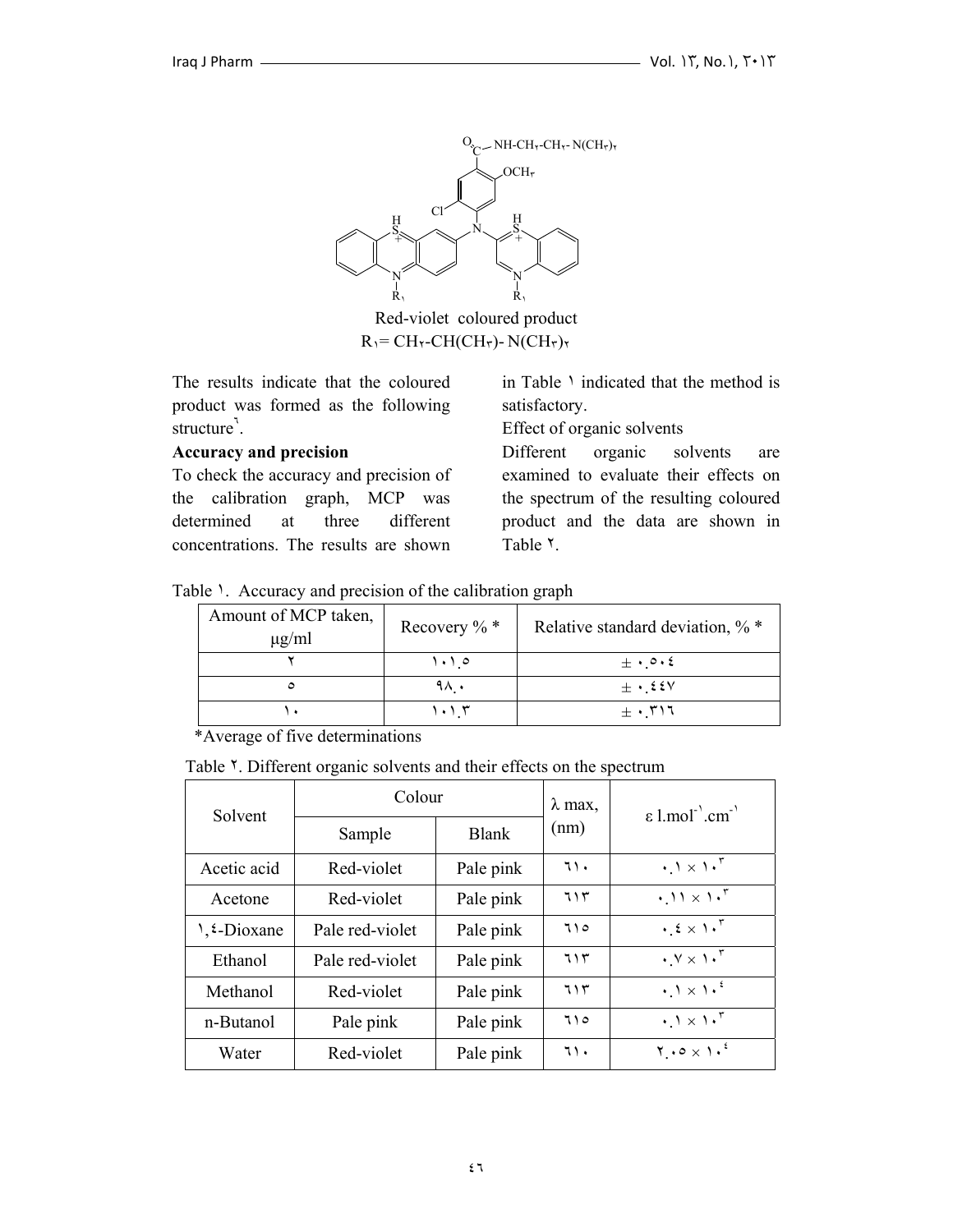Red-violet coloured product

$R_1 = CH_2\text{-}CH(CH_3)\text{-}N(CH_3)_2$

The results indicate that the coloured product was formed as the following structure[٦].

**Accuracy and precision**

To check the accuracy and precision of the calibration graph, MCP was determined at three different concentrations. The results are shown in Table ١ indicated that the method is satisfactory.

Effect of organic solvents

Different organic solvents are examined to evaluate their effects on the spectrum of the resulting coloured product and the data are shown in Table ٢.

Table ١. Accuracy and precision of the calibration graph

| Amount of MCP taken, µg/ml | Recovery % * | Relative standard deviation, % * |
|---|---|---|
| ٢ | ١٠١.٥ | ± ٠.٥٠٤ |
| ٥ | ٩٨.٠ | ± ٠.٤٤٧ |
| ١٠ | ١٠١.٣ | ± ٠.٣١٦ |

*Average of five determinations

Table ٢. Different organic solvents and their effects on the spectrum

| Solvent | Colour | | λ max, (nm) | ε l.mol$^{-1}$.cm$^{-1}$ |
|---|---|---|---|---|
| | Sample | Blank | | |
| Acetic acid | Red-violet | Pale pink | ٦١٠ | ٠.١ × ١٠$^{٣}$ |
| Acetone | Red-violet | Pale pink | ٦١٣ | ٠.١١ × ١٠$^{٣}$ |
| ١,٤-Dioxane | Pale red-violet | Pale pink | ٦١٥ | ٠.٤ × ١٠$^{٣}$ |
| Ethanol | Pale red-violet | Pale pink | ٦١٣ | ٠.٧ × ١٠$^{٣}$ |
| Methanol | Red-violet | Pale pink | ٦١٣ | ٠.١ × ١٠$^{٤}$ |
| n-Butanol | Pale pink | Pale pink | ٦١٥ | ٠.١ × ١٠$^{٣}$ |
| Water | Red-violet | Pale pink | ٦١٠ | ٢.٠٥ × ١٠$^{٤}$ |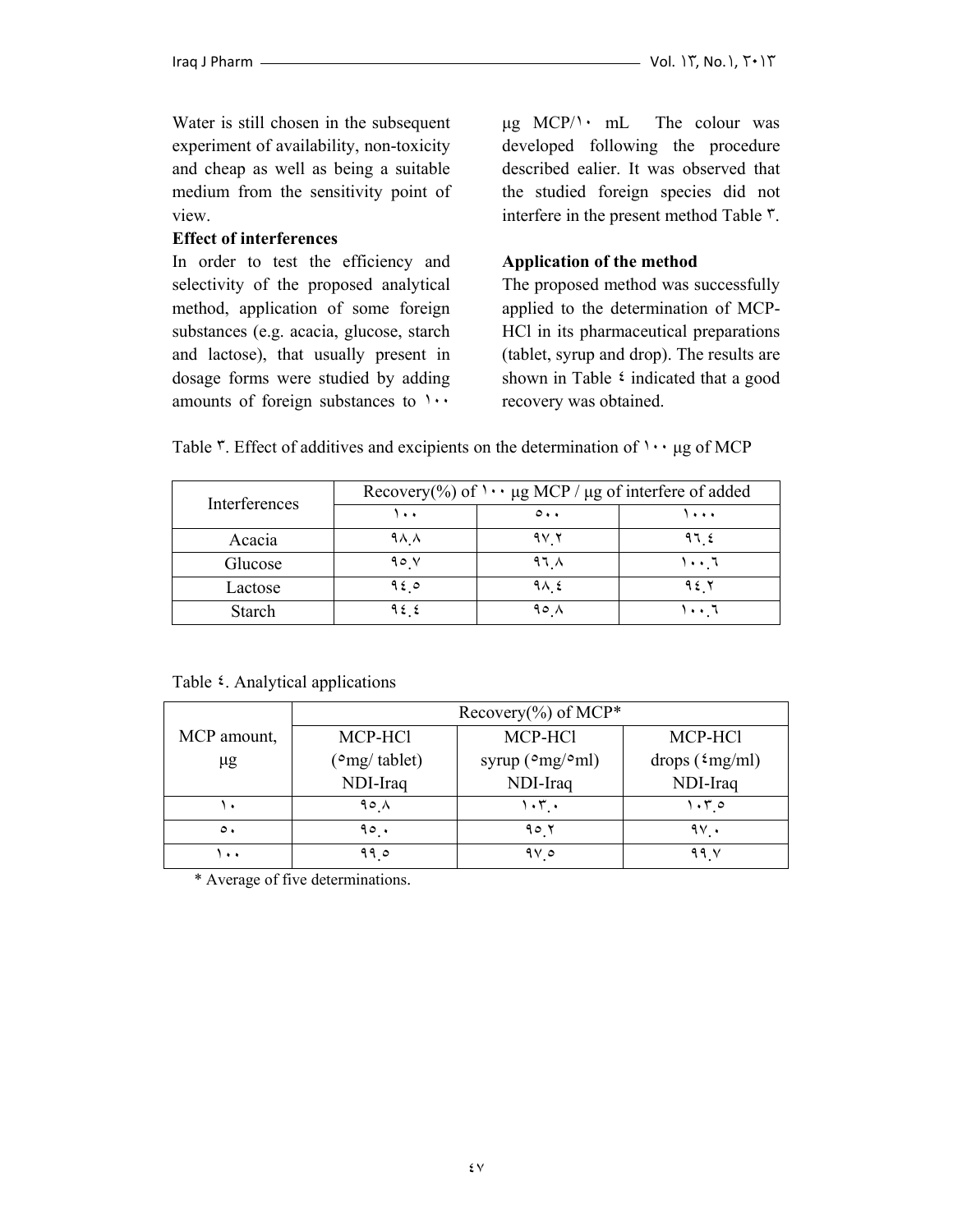Water is still chosen in the subsequent experiment of availability, non-toxicity and cheap as well as being a suitable medium from the sensitivity point of view.

**Effect of interferences**

In order to test the efficiency and selectivity of the proposed analytical method, application of some foreign substances (e.g. acacia, glucose, starch and lactose), that usually present in dosage forms were studied by adding amounts of foreign substances to ١٠٠ µg MCP/١٠ mL The colour was developed following the procedure described ealier. It was observed that the studied foreign species did not interfere in the present method Table ٣.

**Application of the method**

The proposed method was successfully applied to the determination of MCP-HCl in its pharmaceutical preparations (tablet, syrup and drop). The results are shown in Table ٤ indicated that a good recovery was obtained.

Table ٣. Effect of additives and excipients on the determination of ١٠٠ µg of MCP

| Interferences | Recovery(%) of ١٠٠ µg MCP / µg of interfere of added | | |
|---|---|---|---|
| | ١٠٠ | ٥٠٠ | ١٠٠٠ |
| Acacia | ٩٨.٨ | ٩٧.٢ | ٩٦.٤ |
| Glucose | ٩٥.٧ | ٩٦.٨ | ١٠٠.٦ |
| Lactose | ٩٤.٥ | ٩٨.٤ | ٩٤.٢ |
| Starch | ٩٤.٤ | ٩٥.٨ | ١٠٠.٦ |

Table ٤. Analytical applications

| MCP amount, µg | Recovery(%) of MCP* | | |
|---|---|---|---|
| | MCP-HCl (٥mg/ tablet) NDI-Iraq | MCP-HCl syrup (٥mg/٥ml) NDI-Iraq | MCP-HCl drops (٤mg/ml) NDI-Iraq |
| ١٠ | ٩٥.٨ | ١٠٣.٠ | ١٠٣.٥ |
| ٥٠ | ٩٥.٠ | ٩٥.٢ | ٩٧.٠ |
| ١٠٠ | ٩٩.٥ | ٩٧.٥ | ٩٩.٧ |

* Average of five determinations.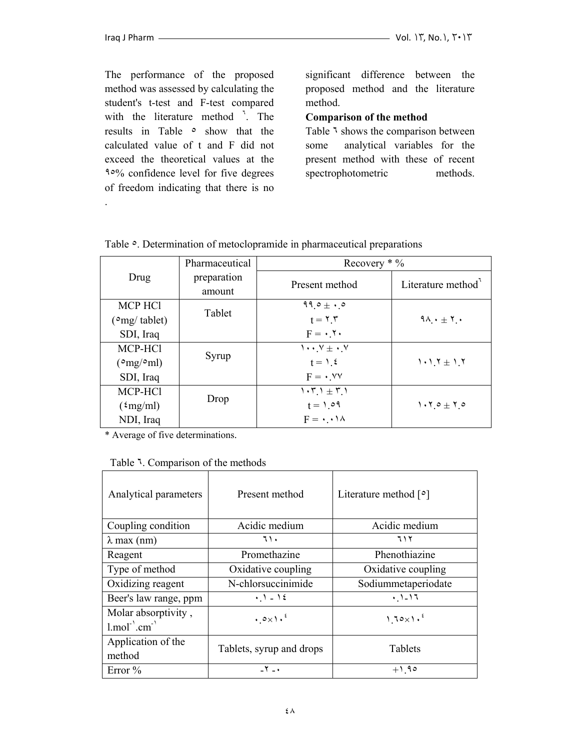The performance of the proposed method was assessed by calculating the student's t-test and F-test compared with the literature method [٦]. The results in Table ٥ show that the calculated value of t and F did not exceed the theoretical values at the ٩٥% confidence level for five degrees of freedom indicating that there is no significant difference between the proposed method and the literature method.

**Comparison of the method**

Table ٦ shows the comparison between some analytical variables for the present method with these of recent spectrophotometric methods.

Table ٥. Determination of metoclopramide in pharmaceutical preparations

| Drug | Pharmaceutical preparation amount | Recovery * % | |
|---|---|---|---|
| | | Present method | Literature method[٦] |
| MCP HCl (٥mg/ tablet) SDI, Iraq | Tablet | ٩٩.٥ ± ٠.٥ t = ٢.٣ F = ٠.٢٠ | ٩٨.٠ ± ٢.٠ |
| MCP-HCl (٥mg/٥ml) SDI, Iraq | Syrup | ١٠٠.٧ ± ٠.٧ t = ١.٤ F = ٠.٧٧ | ١٠١.٢ ± ١.٢ |
| MCP-HCl (٤mg/ml) NDI, Iraq | Drop | ١٠٣.١ ± ٣.١ t = ١.٥٩ F = ٠.٠١٨ | ١٠٢.٥ ± ٢.٥ |

\* Average of five determinations.

Table ٦. Comparison of the methods

| Analytical parameters | Present method | Literature method [٥] |
|---|---|---|
| Coupling condition | Acidic medium | Acidic medium |
| λ max (nm) | ٦١٠ | ٦١٢ |
| Reagent | Promethazine | Phenothiazine |
| Type of method | Oxidative coupling | Oxidative coupling |
| Oxidizing reagent | N-chlorsuccinimide | Sodiummetaperiodate |
| Beer's law range, ppm | ٠.١ - ١٤ | ٠.١-١٦ |
| Molar absorptivity , $l.mol^{-1}.cm^{-1}$ | ٠.٥×١٠٤ | ١.٦٥×١٠٤ |
| Application of the method | Tablets, syrup and drops | Tablets |
| Error % | -٢ - ٠ | +١.٩٥ |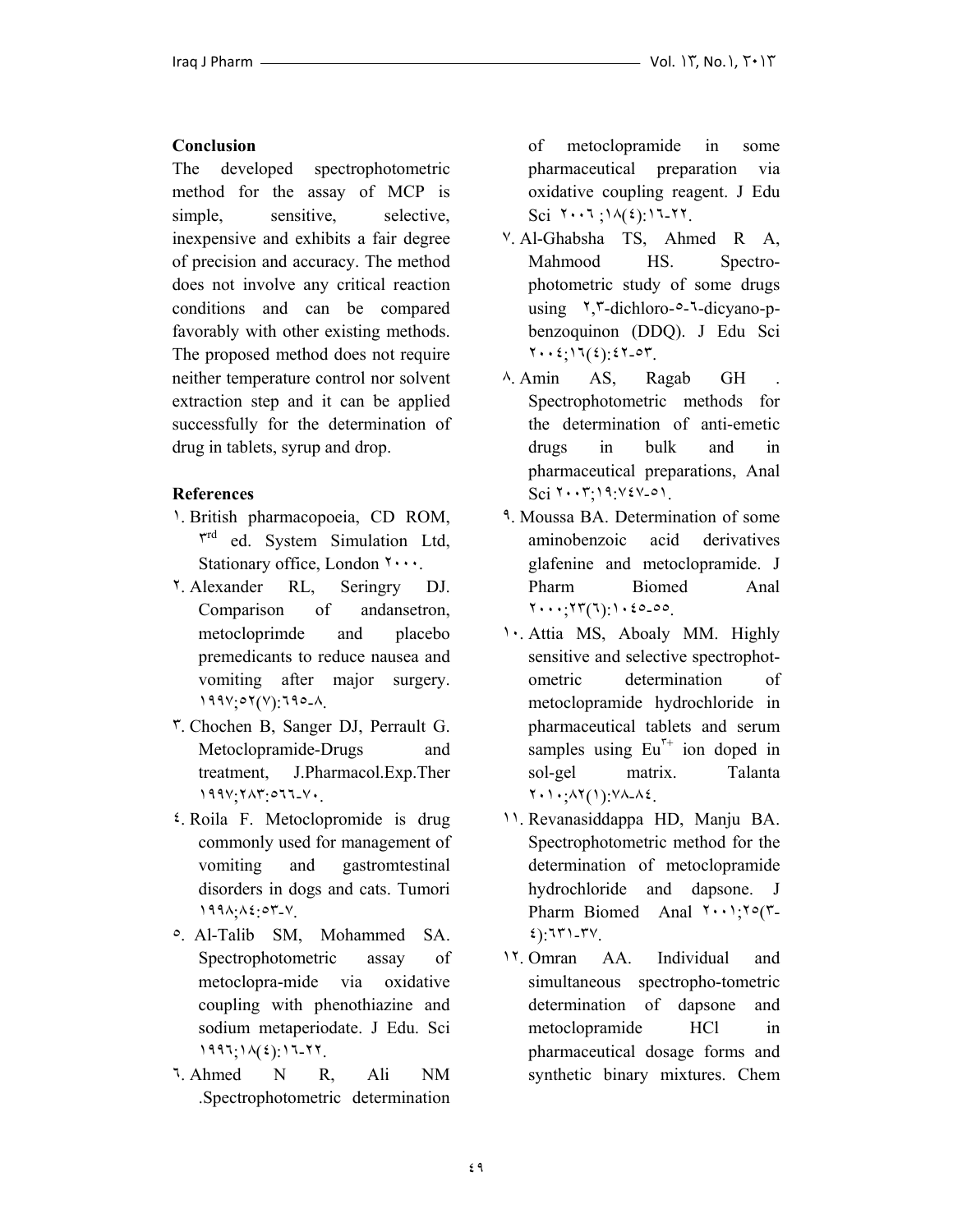## Conclusion

The developed spectrophotometric method for the assay of MCP is simple, sensitive, selective, inexpensive and exhibits a fair degree of precision and accuracy. The method does not involve any critical reaction conditions and can be compared favorably with other existing methods. The proposed method does not require neither temperature control nor solvent extraction step and it can be applied successfully for the determination of drug in tablets, syrup and drop.

## References

١. British pharmacopoeia, CD ROM, ٣rd ed. System Simulation Ltd, Stationary office, London ٢٠٠٠.

٢. Alexander RL, Seringry DJ. Comparison of andansetron, metocloprimde and placebo premedicants to reduce nausea and vomiting after major surgery. ١٩٩٧;٥٢(٧):٦٩٥-٨.

٣. Chochen B, Sanger DJ, Perrault G. Metoclopramide-Drugs and treatment, J.Pharmacol.Exp.Ther ١٩٩٧;٢٨٣:٥٦٦-٧٠.

٤. Roila F. Metoclopromide is drug commonly used for management of vomiting and gastromtestinal disorders in dogs and cats. Tumori ١٩٩٨;٨٤:٥٣-٧.

٥. Al-Talib SM, Mohammed SA. Spectrophotometric assay of metoclopra-mide via oxidative coupling with phenothiazine and sodium metaperiodate. J Edu. Sci ١٩٩٦;١٨(٤):١٦-٢٢.

٦. Ahmed N R, Ali NM .Spectrophotometric determination of metoclopramide in some pharmaceutical preparation via oxidative coupling reagent. J Edu Sci ٢٠٠٦ ;١٨(٤):١٦-٢٢.

٧. Al-Ghabsha TS, Ahmed R A, Mahmood HS. Spectro-photometric study of some drugs using ٢,٣-dichloro-٥-٦-dicyano-p-benzoquinon (DDQ). J Edu Sci ٢٠٠٤;١٦(٤):٤٢-٥٣.

٨. Amin AS, Ragab GH . Spectrophotometric methods for the determination of anti-emetic drugs in bulk and in pharmaceutical preparations, Anal Sci ٢٠٠٣;١٩:٧٤٧-٥١.

٩. Moussa BA. Determination of some aminobenzoic acid derivatives glafenine and metoclopramide. J Pharm Biomed Anal ٢٠٠٠;٢٣(٦):١٠٤٥-٥٥.

١٠. Attia MS, Aboaly MM. Highly sensitive and selective spectrophot-ometric determination of metoclopramide hydrochloride in pharmaceutical tablets and serum samples using $Eu^{٣+}$ ion doped in sol-gel matrix. Talanta ٢٠١٠;٨٢(١):٧٨-٨٤.

١١. Revanasiddappa HD, Manju BA. Spectrophotometric method for the determination of metoclopramide hydrochloride and dapsone. J Pharm Biomed Anal ٢٠٠١;٢٥(٣-٤):٦٣١-٣٧.

١٢. Omran AA. Individual and simultaneous spectropho-tometric determination of dapsone and metoclopramide HCl in pharmaceutical dosage forms and synthetic binary mixtures. Chem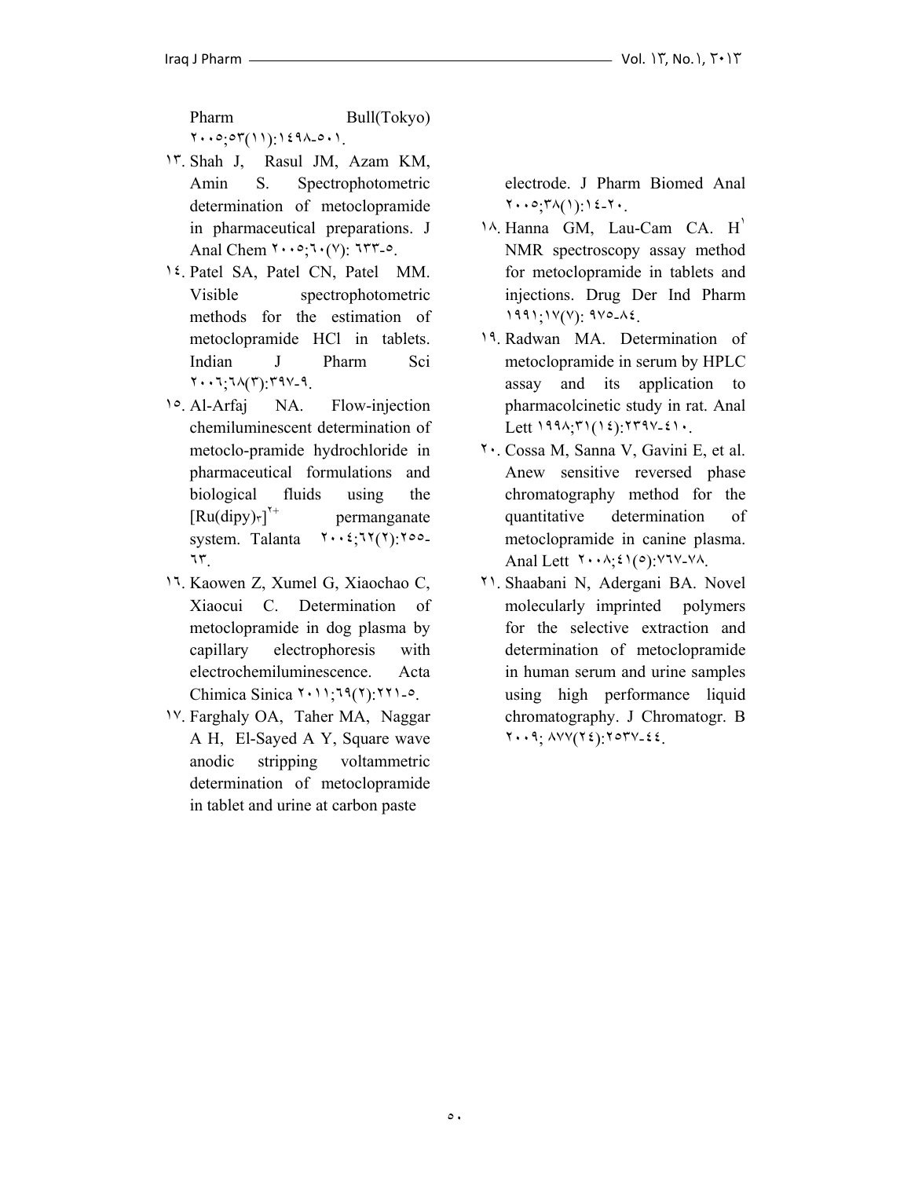Pharm Bull(Tokyo) ٢٠٠٥;٥٣(١١):١٤٩٨-٥٠١.

١٣. Shah J, Rasul JM, Azam KM, Amin S. Spectrophotometric determination of metoclopramide in pharmaceutical preparations. J Anal Chem ٢٠٠٥;٦٠(٧): ٦٣٣-٥.

١٤. Patel SA, Patel CN, Patel MM. Visible spectrophotometric methods for the estimation of metoclopramide HCl in tablets. Indian J Pharm Sci ٢٠٠٦;٦٨(٣):٣٩٧-٩.

١٥. Al-Arfaj NA. Flow-injection chemiluminescent determination of metoclo-pramide hydrochloride in pharmaceutical formulations and biological fluids using the $[Ru(dipy)_٣]^{٢+}$ permanganate system. Talanta ٢٠٠٤;٦٢(٢):٢٥٥-٦٣.

١٦. Kaowen Z, Xumel G, Xiaochao C, Xiaocui C. Determination of metoclopramide in dog plasma by capillary electrophoresis with electrochemiluminescence. Acta Chimica Sinica ٢٠١١;٦٩(٢):٢٢١-٥.

١٧. Farghaly OA, Taher MA, Naggar A H, El-Sayed A Y, Square wave anodic stripping voltammetric determination of metoclopramide in tablet and urine at carbon paste electrode. J Pharm Biomed Anal ٢٠٠٥;٣٨(١):١٤-٢٠.

١٨. Hanna GM, Lau-Cam CA. $H^١$ NMR spectroscopy assay method for metoclopramide in tablets and injections. Drug Der Ind Pharm ١٩٩١;١٧(٧): ٩٧٥-٨٤.

١٩. Radwan MA. Determination of metoclopramide in serum by HPLC assay and its application to pharmacolcinetic study in rat. Anal Lett ١٩٩٨;٣١(١٤):٢٣٩٧-٤١٠.

٢٠. Cossa M, Sanna V, Gavini E, et al. Anew sensitive reversed phase chromatography method for the quantitative determination of metoclopramide in canine plasma. Anal Lett ٢٠٠٨;٤١(٥):٧٦٧-٧٨.

٢١. Shaabani N, Adergani BA. Novel molecularly imprinted polymers for the selective extraction and determination of metoclopramide in human serum and urine samples using high performance liquid chromatography. J Chromatogr. B ٢٠٠٩; ٨٧٧(٢٤):٢٥٣٧-٤٤.